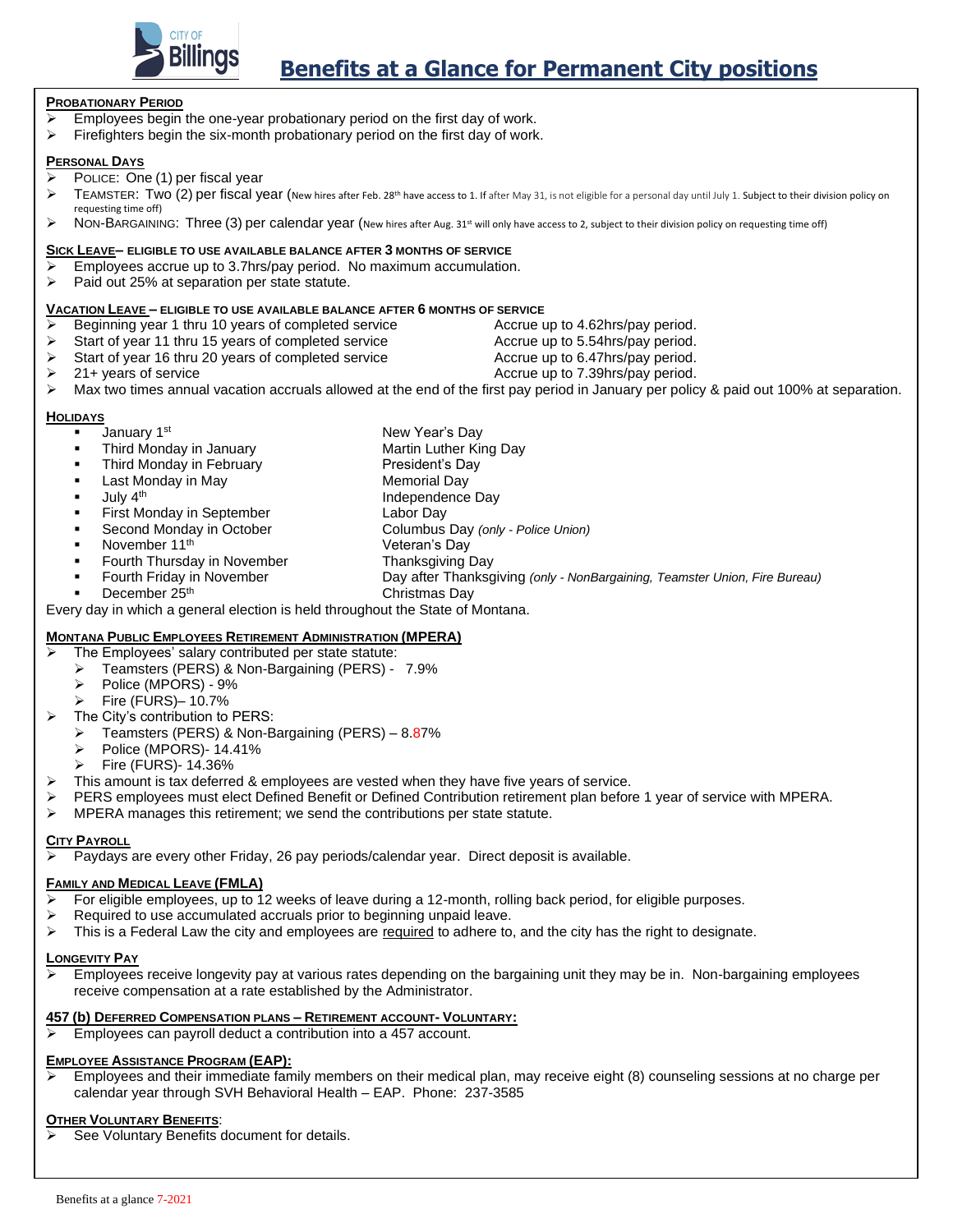# Benefits at a Glance for Permanent City positions

**PROBATIONARY PERIOD**

- Employees begin the one-year probationary period on the first day of work.
- Firefighters begin the six-month probationary period on the first day of work.

**PERSONAL DAYS**

- POLICE: One (1) per fiscal year
- TEAMSTER: Two (2) per fiscal year (New hires after Feb. 28th have access to 1. If after May 31, is not eligible for a personal day until July 1. Subject to their division policy on requesting time off)
- NON-BARGAINING: Three (3) per calendar year (New hires after Aug. 31st will only have access to 2, subject to their division policy on requesting time off)

**SICK LEAVE– ELIGIBLE TO USE AVAILABLE BALANCE AFTER 3 MONTHS OF SERVICE**

- Employees accrue up to 3.7hrs/pay period. No maximum accumulation.
- Paid out 25% at separation per state statute.

**VACATION LEAVE – ELIGIBLE TO USE AVAILABLE BALANCE AFTER 6 MONTHS OF SERVICE**

- Beginning year 1 thru 10 years of completed service — Accrue up to 4.62hrs/pay period.
- Start of year 11 thru 15 years of completed service — Accrue up to 5.54hrs/pay period.
- Start of year 16 thru 20 years of completed service — Accrue up to 6.47hrs/pay period.
- 21+ years of service — Accrue up to 7.39hrs/pay period.
- Max two times annual vacation accruals allowed at the end of the first pay period in January per policy & paid out 100% at separation.

**HOLIDAYS**

- January 1st — New Year's Day
- Third Monday in January — Martin Luther King Day
- Third Monday in February — President's Day
- Last Monday in May — Memorial Day
- July 4th — Independence Day
- First Monday in September — Labor Day
- Second Monday in October — Columbus Day *(only - Police Union)*
- November 11th — Veteran's Day
- Fourth Thursday in November — Thanksgiving Day
- Fourth Friday in November — Day after Thanksgiving *(only - NonBargaining, Teamster Union, Fire Bureau)*
- December 25th — Christmas Day

Every day in which a general election is held throughout the State of Montana.

**MONTANA PUBLIC EMPLOYEES RETIREMENT ADMINISTRATION (MPERA)**

- The Employees' salary contributed per state statute:
  - Teamsters (PERS) & Non-Bargaining (PERS) - 7.9%
  - Police (MPORS) - 9%
  - Fire (FURS)– 10.7%
- The City's contribution to PERS:
  - Teamsters (PERS) & Non-Bargaining (PERS) – 8.87%
  - Police (MPORS)- 14.41%
  - Fire (FURS)- 14.36%
- This amount is tax deferred & employees are vested when they have five years of service.
- PERS employees must elect Defined Benefit or Defined Contribution retirement plan before 1 year of service with MPERA.
- MPERA manages this retirement; we send the contributions per state statute.

**CITY PAYROLL**

- Paydays are every other Friday, 26 pay periods/calendar year. Direct deposit is available.

**FAMILY AND MEDICAL LEAVE (FMLA)**

- For eligible employees, up to 12 weeks of leave during a 12-month, rolling back period, for eligible purposes.
- Required to use accumulated accruals prior to beginning unpaid leave.
- This is a Federal Law the city and employees are required to adhere to, and the city has the right to designate.

**LONGEVITY PAY**

- Employees receive longevity pay at various rates depending on the bargaining unit they may be in. Non-bargaining employees receive compensation at a rate established by the Administrator.

**457 (b) DEFERRED COMPENSATION PLANS – RETIREMENT ACCOUNT- VOLUNTARY:**

- Employees can payroll deduct a contribution into a 457 account.

**EMPLOYEE ASSISTANCE PROGRAM (EAP):**

- Employees and their immediate family members on their medical plan, may receive eight (8) counseling sessions at no charge per calendar year through SVH Behavioral Health – EAP. Phone: 237-3585

**OTHER VOLUNTARY BENEFITS**:

- See Voluntary Benefits document for details.

Benefits at a glance 7-2021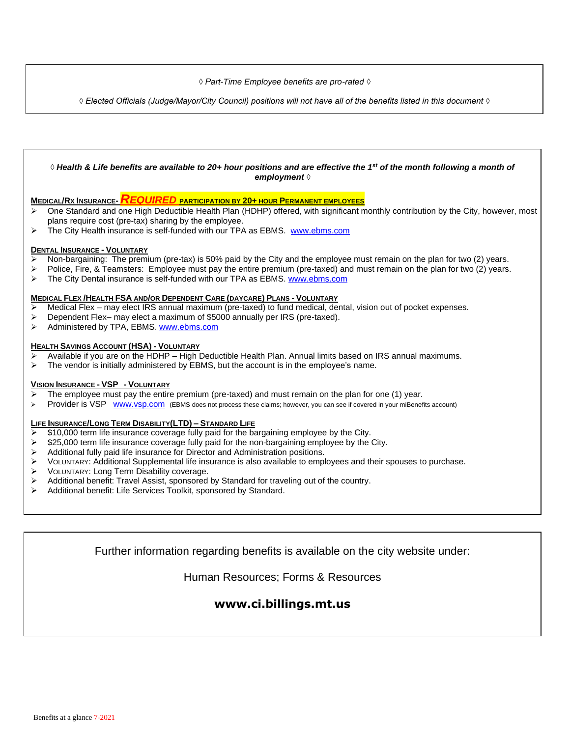*◊ Part-Time Employee benefits are pro-rated ◊*

*◊ Elected Officials (Judge/Mayor/City Council) positions will not have all of the benefits listed in this document ◊*

***◊ Health & Life benefits are available to 20+ hour positions and are effective the 1st of the month following a month of employment ◊***

**MEDICAL/RX INSURANCE- *REQUIRED* PARTICIPATION BY 20+ HOUR PERMANENT EMPLOYEES**

- One Standard and one High Deductible Health Plan (HDHP) offered, with significant monthly contribution by the City, however, most plans require cost (pre-tax) sharing by the employee.
- The City Health insurance is self-funded with our TPA as EBMS. www.ebms.com

**DENTAL INSURANCE - VOLUNTARY**

- Non-bargaining: The premium (pre-tax) is 50% paid by the City and the employee must remain on the plan for two (2) years.
- Police, Fire, & Teamsters: Employee must pay the entire premium (pre-taxed) and must remain on the plan for two (2) years.
- The City Dental insurance is self-funded with our TPA as EBMS. www.ebms.com

**MEDICAL FLEX /HEALTH FSA AND/OR DEPENDENT CARE (DAYCARE) PLANS - VOLUNTARY**

- Medical Flex – may elect IRS annual maximum (pre-taxed) to fund medical, dental, vision out of pocket expenses.
- Dependent Flex– may elect a maximum of $5000 annually per IRS (pre-taxed).
- Administered by TPA, EBMS. www.ebms.com

**HEALTH SAVINGS ACCOUNT (HSA) - VOLUNTARY**

- Available if you are on the HDHP – High Deductible Health Plan. Annual limits based on IRS annual maximums.
- The vendor is initially administered by EBMS, but the account is in the employee's name.

**VISION INSURANCE - VSP - VOLUNTARY**

- The employee must pay the entire premium (pre-taxed) and must remain on the plan for one (1) year.
- Provider is VSP www.vsp.com (EBMS does not process these claims; however, you can see if covered in your miBenefits account)

**LIFE INSURANCE/LONG TERM DISABILITY(LTD) – STANDARD LIFE**

- $10,000 term life insurance coverage fully paid for the bargaining employee by the City.
- $25,000 term life insurance coverage fully paid for the non-bargaining employee by the City.
- Additional fully paid life insurance for Director and Administration positions.
- VOLUNTARY: Additional Supplemental life insurance is also available to employees and their spouses to purchase.
- VOLUNTARY: Long Term Disability coverage.
- Additional benefit: Travel Assist, sponsored by Standard for traveling out of the country.
- Additional benefit: Life Services Toolkit, sponsored by Standard.

Further information regarding benefits is available on the city website under:

Human Resources; Forms & Resources

**www.ci.billings.mt.us**

Benefits at a glance 7-2021